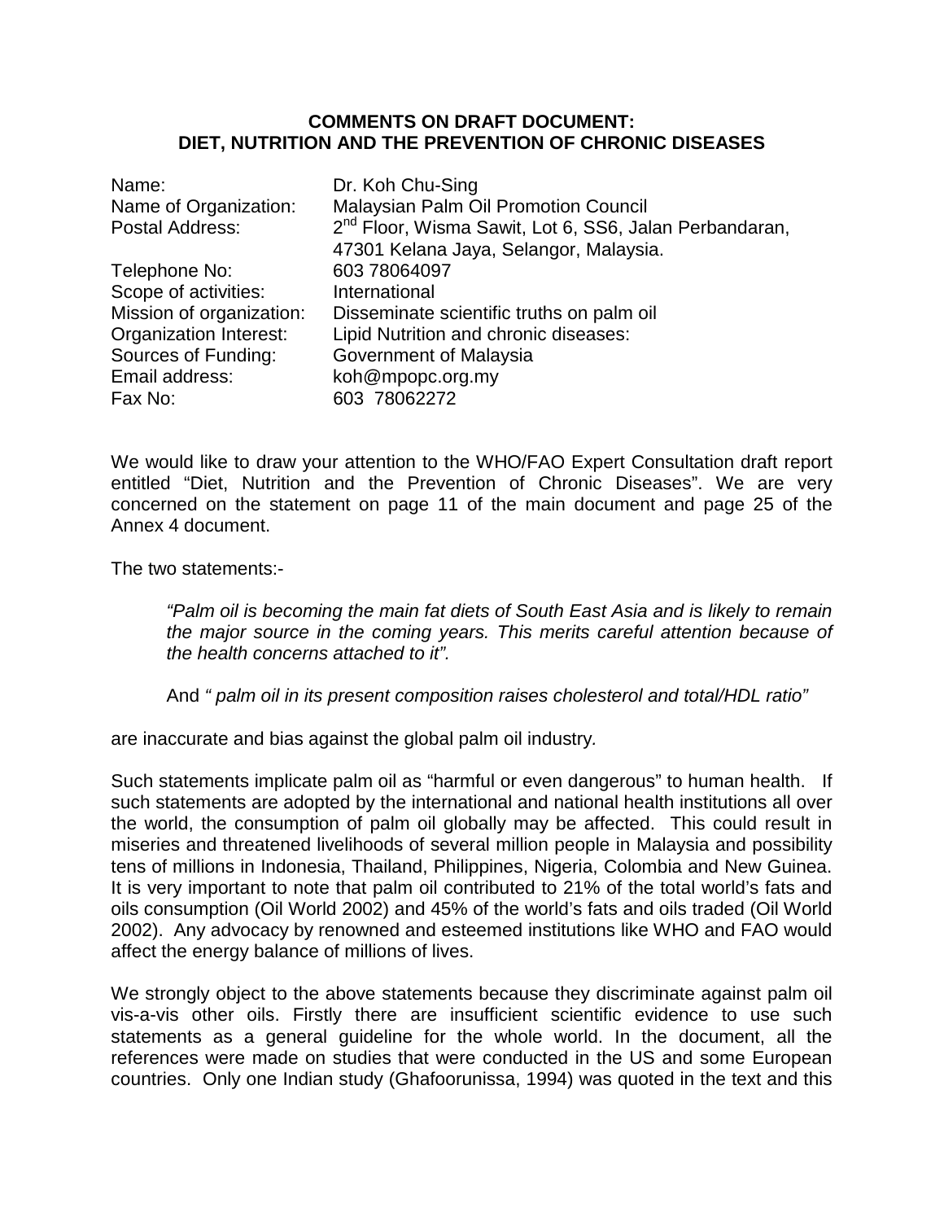**COMMENTS ON DRAFT DOCUMENT:**
**DIET, NUTRITION AND THE PREVENTION OF CHRONIC DISEASES**

| | |
|---|---|
| Name: | Dr. Koh Chu-Sing |
| Name of Organization: | Malaysian Palm Oil Promotion Council |
| Postal Address: | 2nd Floor, Wisma Sawit, Lot 6, SS6, Jalan Perbandaran, 47301 Kelana Jaya, Selangor, Malaysia. |
| Telephone No: | 603 78064097 |
| Scope of activities: | International |
| Mission of organization: | Disseminate scientific truths on palm oil |
| Organization Interest: | Lipid Nutrition and chronic diseases: |
| Sources of Funding: | Government of Malaysia |
| Email address: | koh@mpopc.org.my |
| Fax No: | 603 78062272 |

We would like to draw your attention to the WHO/FAO Expert Consultation draft report entitled "Diet, Nutrition and the Prevention of Chronic Diseases". We are very concerned on the statement on page 11 of the main document and page 25 of the Annex 4 document.

The two statements:-

> *"Palm oil is becoming the main fat diets of South East Asia and is likely to remain the major source in the coming years. This merits careful attention because of the health concerns attached to it".*
>
> And *" palm oil in its present composition raises cholesterol and total/HDL ratio"*

are inaccurate and bias against the global palm oil industry.

Such statements implicate palm oil as "harmful or even dangerous" to human health. If such statements are adopted by the international and national health institutions all over the world, the consumption of palm oil globally may be affected. This could result in miseries and threatened livelihoods of several million people in Malaysia and possibility tens of millions in Indonesia, Thailand, Philippines, Nigeria, Colombia and New Guinea. It is very important to note that palm oil contributed to 21% of the total world's fats and oils consumption (Oil World 2002) and 45% of the world's fats and oils traded (Oil World 2002). Any advocacy by renowned and esteemed institutions like WHO and FAO would affect the energy balance of millions of lives.

We strongly object to the above statements because they discriminate against palm oil vis-a-vis other oils. Firstly there are insufficient scientific evidence to use such statements as a general guideline for the whole world. In the document, all the references were made on studies that were conducted in the US and some European countries. Only one Indian study (Ghafoorunissa, 1994) was quoted in the text and this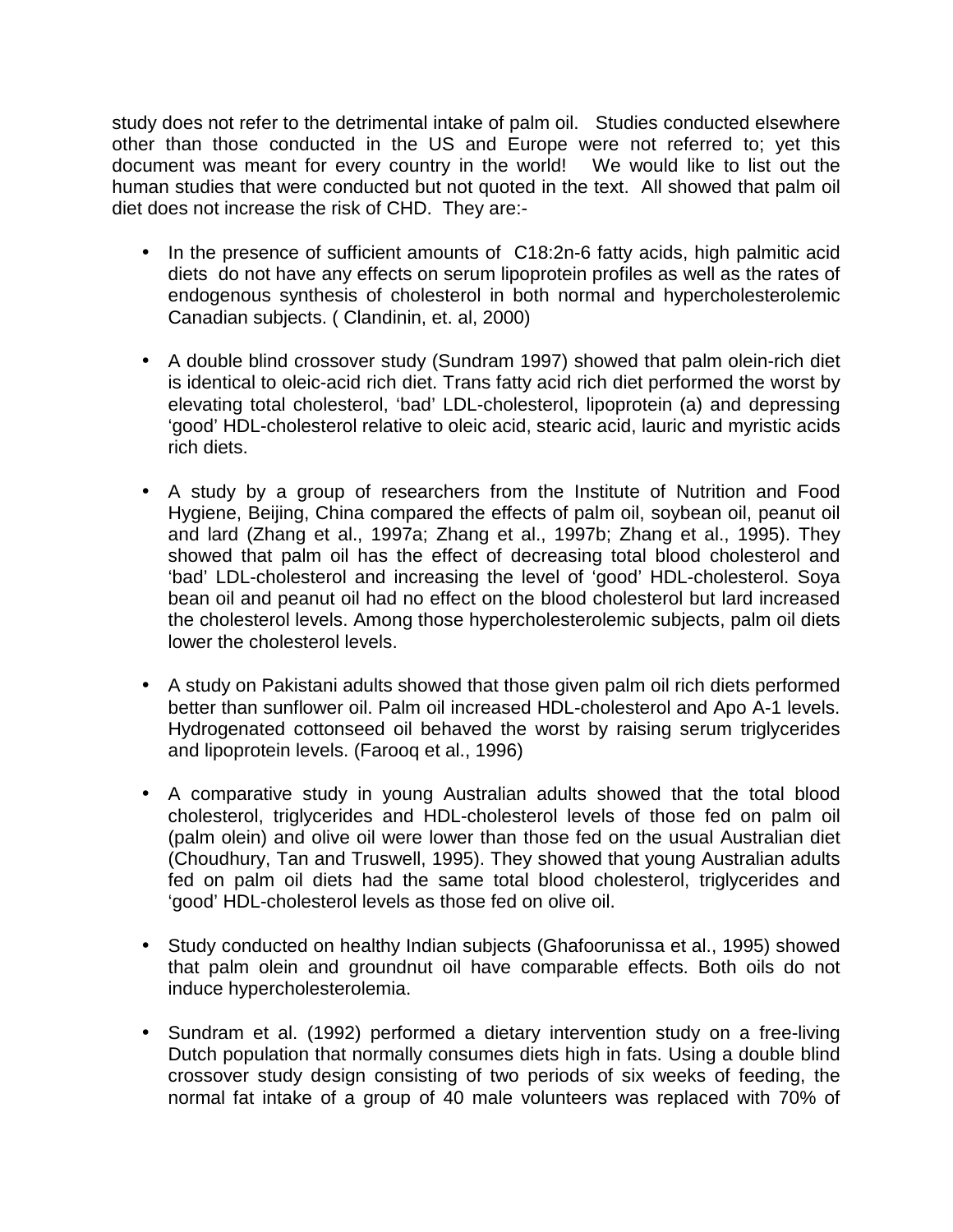study does not refer to the detrimental intake of palm oil. Studies conducted elsewhere other than those conducted in the US and Europe were not referred to; yet this document was meant for every country in the world! We would like to list out the human studies that were conducted but not quoted in the text. All showed that palm oil diet does not increase the risk of CHD. They are:-

- In the presence of sufficient amounts of C18:2n-6 fatty acids, high palmitic acid diets do not have any effects on serum lipoprotein profiles as well as the rates of endogenous synthesis of cholesterol in both normal and hypercholesterolemic Canadian subjects. ( Clandinin, et. al, 2000)

- A double blind crossover study (Sundram 1997) showed that palm olein-rich diet is identical to oleic-acid rich diet. Trans fatty acid rich diet performed the worst by elevating total cholesterol, 'bad' LDL-cholesterol, lipoprotein (a) and depressing 'good' HDL-cholesterol relative to oleic acid, stearic acid, lauric and myristic acids rich diets.

- A study by a group of researchers from the Institute of Nutrition and Food Hygiene, Beijing, China compared the effects of palm oil, soybean oil, peanut oil and lard (Zhang et al., 1997a; Zhang et al., 1997b; Zhang et al., 1995). They showed that palm oil has the effect of decreasing total blood cholesterol and 'bad' LDL-cholesterol and increasing the level of 'good' HDL-cholesterol. Soya bean oil and peanut oil had no effect on the blood cholesterol but lard increased the cholesterol levels. Among those hypercholesterolemic subjects, palm oil diets lower the cholesterol levels.

- A study on Pakistani adults showed that those given palm oil rich diets performed better than sunflower oil. Palm oil increased HDL-cholesterol and Apo A-1 levels. Hydrogenated cottonseed oil behaved the worst by raising serum triglycerides and lipoprotein levels. (Farooq et al., 1996)

- A comparative study in young Australian adults showed that the total blood cholesterol, triglycerides and HDL-cholesterol levels of those fed on palm oil (palm olein) and olive oil were lower than those fed on the usual Australian diet (Choudhury, Tan and Truswell, 1995). They showed that young Australian adults fed on palm oil diets had the same total blood cholesterol, triglycerides and 'good' HDL-cholesterol levels as those fed on olive oil.

- Study conducted on healthy Indian subjects (Ghafoorunissa et al., 1995) showed that palm olein and groundnut oil have comparable effects. Both oils do not induce hypercholesterolemia.

- Sundram et al. (1992) performed a dietary intervention study on a free-living Dutch population that normally consumes diets high in fats. Using a double blind crossover study design consisting of two periods of six weeks of feeding, the normal fat intake of a group of 40 male volunteers was replaced with 70% of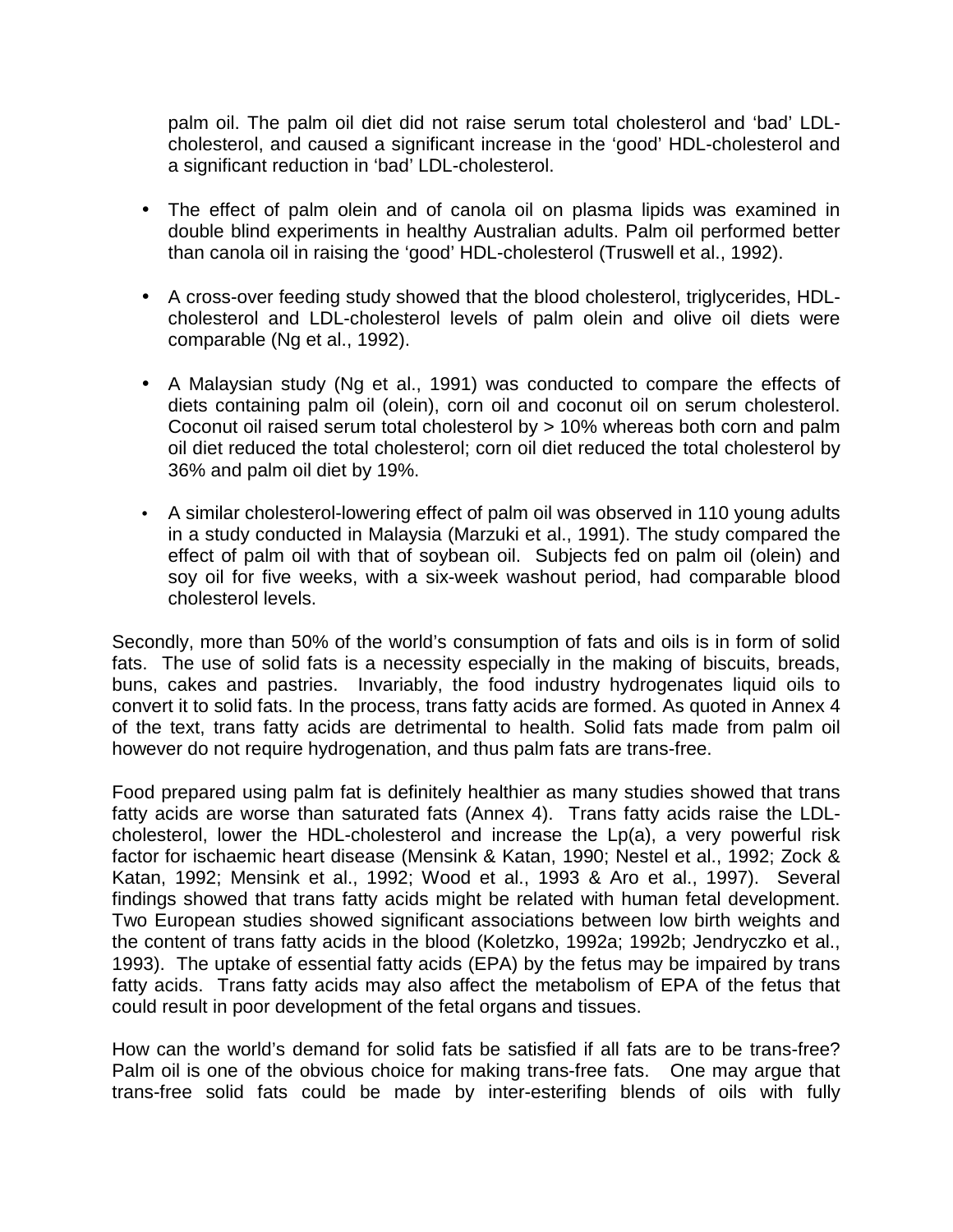palm oil. The palm oil diet did not raise serum total cholesterol and 'bad' LDL-cholesterol, and caused a significant increase in the 'good' HDL-cholesterol and a significant reduction in 'bad' LDL-cholesterol.

- The effect of palm olein and of canola oil on plasma lipids was examined in double blind experiments in healthy Australian adults. Palm oil performed better than canola oil in raising the 'good' HDL-cholesterol (Truswell et al., 1992).

- A cross-over feeding study showed that the blood cholesterol, triglycerides, HDL-cholesterol and LDL-cholesterol levels of palm olein and olive oil diets were comparable (Ng et al., 1992).

- A Malaysian study (Ng et al., 1991) was conducted to compare the effects of diets containing palm oil (olein), corn oil and coconut oil on serum cholesterol. Coconut oil raised serum total cholesterol by > 10% whereas both corn and palm oil diet reduced the total cholesterol; corn oil diet reduced the total cholesterol by 36% and palm oil diet by 19%.

- A similar cholesterol-lowering effect of palm oil was observed in 110 young adults in a study conducted in Malaysia (Marzuki et al., 1991). The study compared the effect of palm oil with that of soybean oil. Subjects fed on palm oil (olein) and soy oil for five weeks, with a six-week washout period, had comparable blood cholesterol levels.

Secondly, more than 50% of the world's consumption of fats and oils is in form of solid fats. The use of solid fats is a necessity especially in the making of biscuits, breads, buns, cakes and pastries. Invariably, the food industry hydrogenates liquid oils to convert it to solid fats. In the process, trans fatty acids are formed. As quoted in Annex 4 of the text, trans fatty acids are detrimental to health. Solid fats made from palm oil however do not require hydrogenation, and thus palm fats are trans-free.

Food prepared using palm fat is definitely healthier as many studies showed that trans fatty acids are worse than saturated fats (Annex 4). Trans fatty acids raise the LDL-cholesterol, lower the HDL-cholesterol and increase the Lp(a), a very powerful risk factor for ischaemic heart disease (Mensink & Katan, 1990; Nestel et al., 1992; Zock & Katan, 1992; Mensink et al., 1992; Wood et al., 1993 & Aro et al., 1997). Several findings showed that trans fatty acids might be related with human fetal development. Two European studies showed significant associations between low birth weights and the content of trans fatty acids in the blood (Koletzko, 1992a; 1992b; Jendryczko et al., 1993). The uptake of essential fatty acids (EPA) by the fetus may be impaired by trans fatty acids. Trans fatty acids may also affect the metabolism of EPA of the fetus that could result in poor development of the fetal organs and tissues.

How can the world's demand for solid fats be satisfied if all fats are to be trans-free? Palm oil is one of the obvious choice for making trans-free fats. One may argue that trans-free solid fats could be made by inter-esterifing blends of oils with fully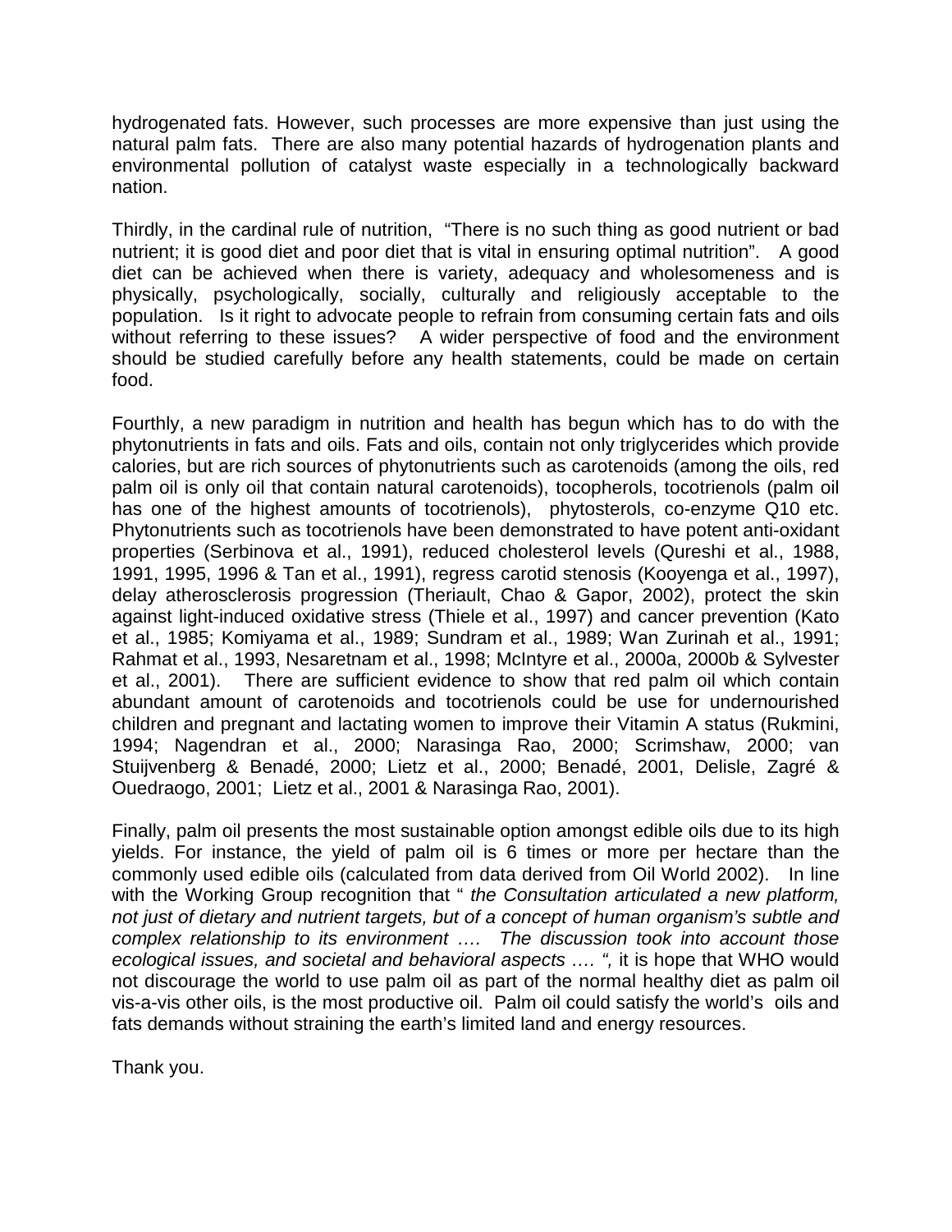hydrogenated fats. However, such processes are more expensive than just using the natural palm fats. There are also many potential hazards of hydrogenation plants and environmental pollution of catalyst waste especially in a technologically backward nation.

Thirdly, in the cardinal rule of nutrition, "There is no such thing as good nutrient or bad nutrient; it is good diet and poor diet that is vital in ensuring optimal nutrition". A good diet can be achieved when there is variety, adequacy and wholesomeness and is physically, psychologically, socially, culturally and religiously acceptable to the population. Is it right to advocate people to refrain from consuming certain fats and oils without referring to these issues? A wider perspective of food and the environment should be studied carefully before any health statements, could be made on certain food.

Fourthly, a new paradigm in nutrition and health has begun which has to do with the phytonutrients in fats and oils. Fats and oils, contain not only triglycerides which provide calories, but are rich sources of phytonutrients such as carotenoids (among the oils, red palm oil is only oil that contain natural carotenoids), tocopherols, tocotrienols (palm oil has one of the highest amounts of tocotrienols), phytosterols, co-enzyme Q10 etc. Phytonutrients such as tocotrienols have been demonstrated to have potent anti-oxidant properties (Serbinova et al., 1991), reduced cholesterol levels (Qureshi et al., 1988, 1991, 1995, 1996 & Tan et al., 1991), regress carotid stenosis (Kooyenga et al., 1997), delay atherosclerosis progression (Theriault, Chao & Gapor, 2002), protect the skin against light-induced oxidative stress (Thiele et al., 1997) and cancer prevention (Kato et al., 1985; Komiyama et al., 1989; Sundram et al., 1989; Wan Zurinah et al., 1991; Rahmat et al., 1993, Nesaretnam et al., 1998; McIntyre et al., 2000a, 2000b & Sylvester et al., 2001). There are sufficient evidence to show that red palm oil which contain abundant amount of carotenoids and tocotrienols could be use for undernourished children and pregnant and lactating women to improve their Vitamin A status (Rukmini, 1994; Nagendran et al., 2000; Narasinga Rao, 2000; Scrimshaw, 2000; van Stuijvenberg & Benadé, 2000; Lietz et al., 2000; Benadé, 2001, Delisle, Zagré & Ouedraogo, 2001; Lietz et al., 2001 & Narasinga Rao, 2001).

Finally, palm oil presents the most sustainable option amongst edible oils due to its high yields. For instance, the yield of palm oil is 6 times or more per hectare than the commonly used edible oils (calculated from data derived from Oil World 2002). In line with the Working Group recognition that " *the Consultation articulated a new platform, not just of dietary and nutrient targets, but of a concept of human organism's subtle and complex relationship to its environment …. The discussion took into account those ecological issues, and societal and behavioral aspects …. ",* it is hope that WHO would not discourage the world to use palm oil as part of the normal healthy diet as palm oil vis-a-vis other oils, is the most productive oil. Palm oil could satisfy the world's oils and fats demands without straining the earth's limited land and energy resources.

Thank you.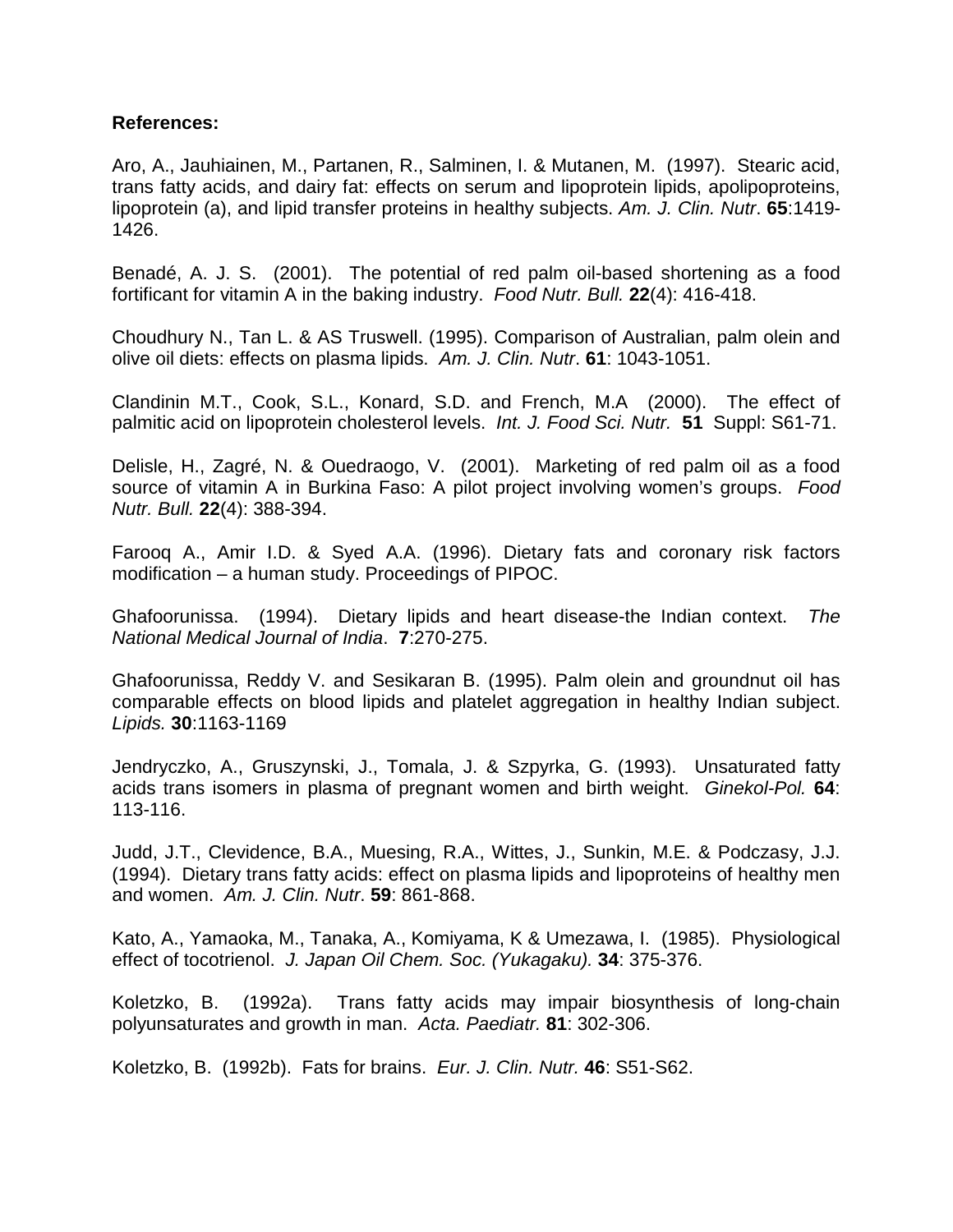**References:**

Aro, A., Jauhiainen, M., Partanen, R., Salminen, I. & Mutanen, M. (1997). Stearic acid, trans fatty acids, and dairy fat: effects on serum and lipoprotein lipids, apolipoproteins, lipoprotein (a), and lipid transfer proteins in healthy subjects. *Am. J. Clin. Nutr*. **65**:1419-1426.

Benadé, A. J. S. (2001). The potential of red palm oil-based shortening as a food fortificant for vitamin A in the baking industry. *Food Nutr. Bull.* **22**(4): 416-418.

Choudhury N., Tan L. & AS Truswell. (1995). Comparison of Australian, palm olein and olive oil diets: effects on plasma lipids. *Am. J. Clin. Nutr*. **61**: 1043-1051.

Clandinin M.T., Cook, S.L., Konard, S.D. and French, M.A (2000). The effect of palmitic acid on lipoprotein cholesterol levels. *Int. J. Food Sci. Nutr.* **51** Suppl: S61-71.

Delisle, H., Zagré, N. & Ouedraogo, V. (2001). Marketing of red palm oil as a food source of vitamin A in Burkina Faso: A pilot project involving women's groups. *Food Nutr. Bull.* **22**(4): 388-394.

Farooq A., Amir I.D. & Syed A.A. (1996). Dietary fats and coronary risk factors modification – a human study. Proceedings of PIPOC.

Ghafoorunissa. (1994). Dietary lipids and heart disease-the Indian context. *The National Medical Journal of India*. **7**:270-275.

Ghafoorunissa, Reddy V. and Sesikaran B. (1995). Palm olein and groundnut oil has comparable effects on blood lipids and platelet aggregation in healthy Indian subject. *Lipids.* **30**:1163-1169

Jendryczko, A., Gruszynski, J., Tomala, J. & Szpyrka, G. (1993). Unsaturated fatty acids trans isomers in plasma of pregnant women and birth weight. *Ginekol-Pol.* **64**: 113-116.

Judd, J.T., Clevidence, B.A., Muesing, R.A., Wittes, J., Sunkin, M.E. & Podczasy, J.J. (1994). Dietary trans fatty acids: effect on plasma lipids and lipoproteins of healthy men and women. *Am. J. Clin. Nutr*. **59**: 861-868.

Kato, A., Yamaoka, M., Tanaka, A., Komiyama, K & Umezawa, I. (1985). Physiological effect of tocotrienol. *J. Japan Oil Chem. Soc. (Yukagaku).* **34**: 375-376.

Koletzko, B. (1992a). Trans fatty acids may impair biosynthesis of long-chain polyunsaturates and growth in man. *Acta. Paediatr.* **81**: 302-306.

Koletzko, B. (1992b). Fats for brains. *Eur. J. Clin. Nutr.* **46**: S51-S62.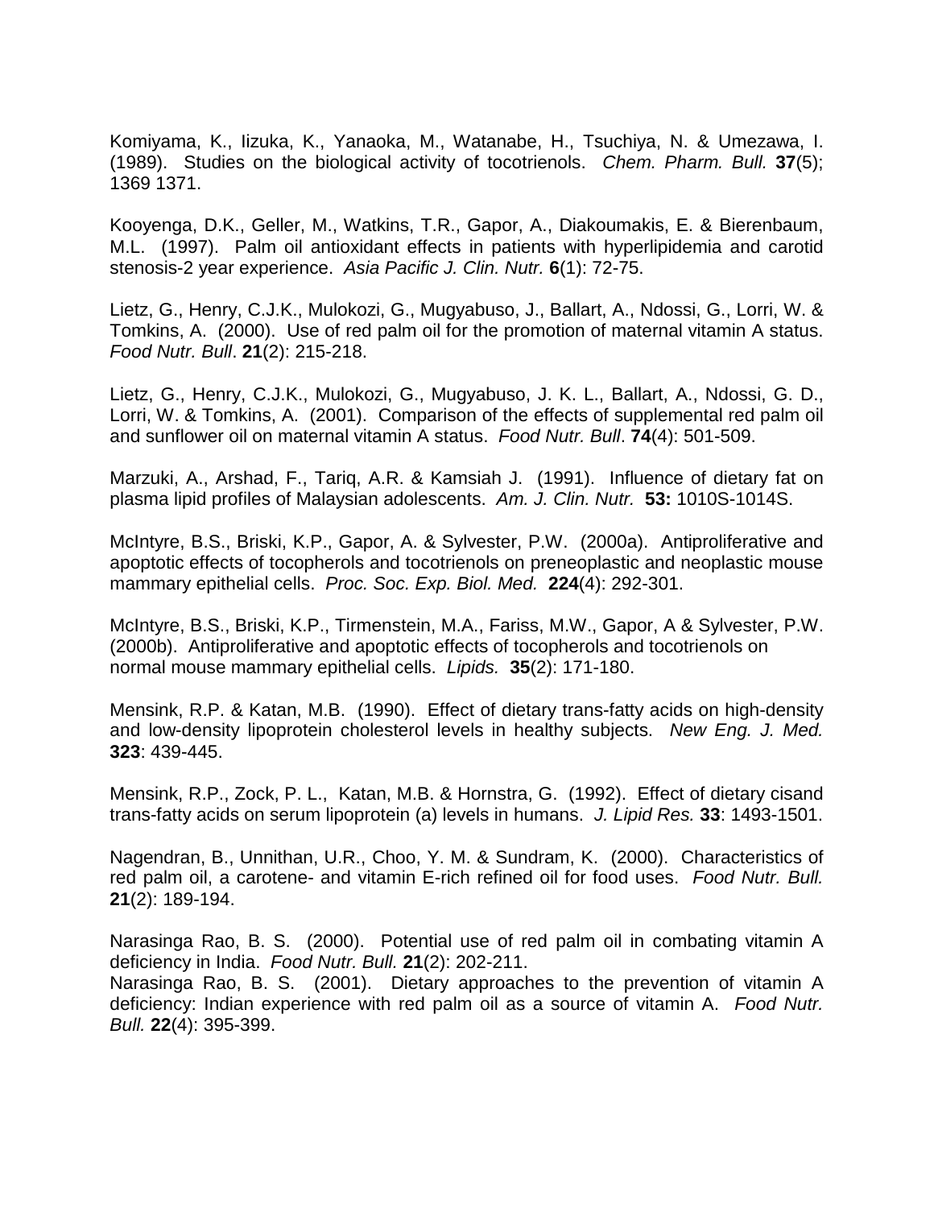Komiyama, K., Iizuka, K., Yanaoka, M., Watanabe, H., Tsuchiya, N. & Umezawa, I. (1989). Studies on the biological activity of tocotrienols. *Chem. Pharm. Bull.* **37**(5); 1369 1371.

Kooyenga, D.K., Geller, M., Watkins, T.R., Gapor, A., Diakoumakis, E. & Bierenbaum, M.L. (1997). Palm oil antioxidant effects in patients with hyperlipidemia and carotid stenosis-2 year experience. *Asia Pacific J. Clin. Nutr.* **6**(1): 72-75.

Lietz, G., Henry, C.J.K., Mulokozi, G., Mugyabuso, J., Ballart, A., Ndossi, G., Lorri, W. & Tomkins, A. (2000). Use of red palm oil for the promotion of maternal vitamin A status. *Food Nutr. Bull*. **21**(2): 215-218.

Lietz, G., Henry, C.J.K., Mulokozi, G., Mugyabuso, J. K. L., Ballart, A., Ndossi, G. D., Lorri, W. & Tomkins, A. (2001). Comparison of the effects of supplemental red palm oil and sunflower oil on maternal vitamin A status. *Food Nutr. Bull*. **74**(4): 501-509.

Marzuki, A., Arshad, F., Tariq, A.R. & Kamsiah J. (1991). Influence of dietary fat on plasma lipid profiles of Malaysian adolescents. *Am. J. Clin. Nutr.* **53:** 1010S-1014S.

McIntyre, B.S., Briski, K.P., Gapor, A. & Sylvester, P.W. (2000a). Antiproliferative and apoptotic effects of tocopherols and tocotrienols on preneoplastic and neoplastic mouse mammary epithelial cells. *Proc. Soc. Exp. Biol. Med.* **224**(4): 292-301.

McIntyre, B.S., Briski, K.P., Tirmenstein, M.A., Fariss, M.W., Gapor, A & Sylvester, P.W. (2000b). Antiproliferative and apoptotic effects of tocopherols and tocotrienols on normal mouse mammary epithelial cells. *Lipids.* **35**(2): 171-180.

Mensink, R.P. & Katan, M.B. (1990). Effect of dietary trans-fatty acids on high-density and low-density lipoprotein cholesterol levels in healthy subjects. *New Eng. J. Med.* **323**: 439-445.

Mensink, R.P., Zock, P. L., Katan, M.B. & Hornstra, G. (1992). Effect of dietary cisand trans-fatty acids on serum lipoprotein (a) levels in humans. *J. Lipid Res.* **33**: 1493-1501.

Nagendran, B., Unnithan, U.R., Choo, Y. M. & Sundram, K. (2000). Characteristics of red palm oil, a carotene- and vitamin E-rich refined oil for food uses. *Food Nutr. Bull.* **21**(2): 189-194.

Narasinga Rao, B. S. (2000). Potential use of red palm oil in combating vitamin A deficiency in India. *Food Nutr. Bull.* **21**(2): 202-211.

Narasinga Rao, B. S. (2001). Dietary approaches to the prevention of vitamin A deficiency: Indian experience with red palm oil as a source of vitamin A. *Food Nutr. Bull.* **22**(4): 395-399.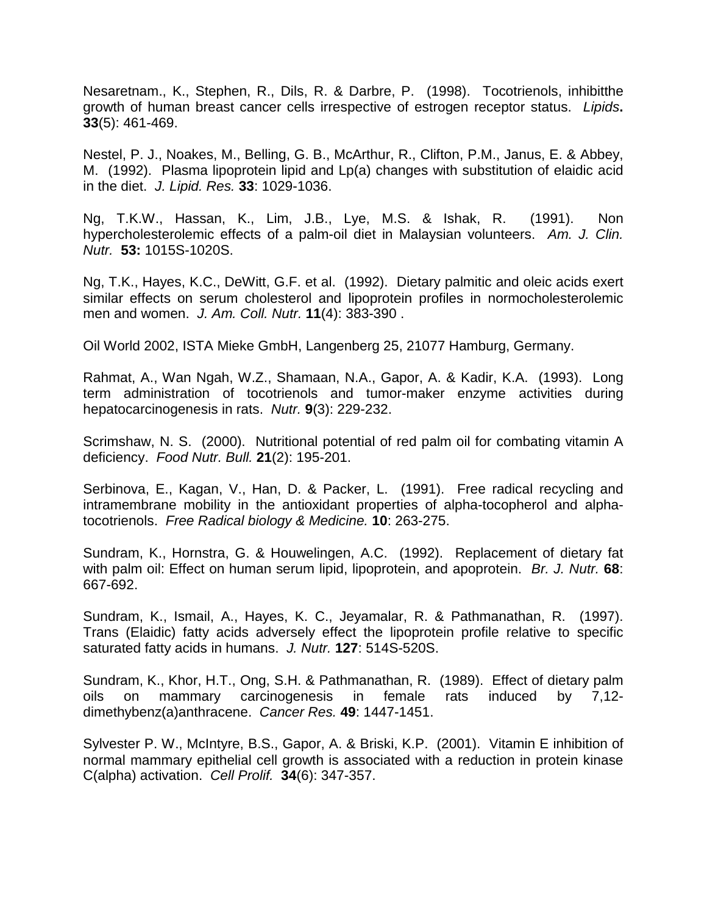Nesaretnam., K., Stephen, R., Dils, R. & Darbre, P. (1998). Tocotrienols, inhibitthe growth of human breast cancer cells irrespective of estrogen receptor status. *Lipids*. **33**(5): 461-469.

Nestel, P. J., Noakes, M., Belling, G. B., McArthur, R., Clifton, P.M., Janus, E. & Abbey, M. (1992). Plasma lipoprotein lipid and Lp(a) changes with substitution of elaidic acid in the diet. *J. Lipid. Res.* **33**: 1029-1036.

Ng, T.K.W., Hassan, K., Lim, J.B., Lye, M.S. & Ishak, R. (1991). Non hypercholesterolemic effects of a palm-oil diet in Malaysian volunteers. *Am. J. Clin. Nutr.* **53:** 1015S-1020S.

Ng, T.K., Hayes, K.C., DeWitt, G.F. et al. (1992). Dietary palmitic and oleic acids exert similar effects on serum cholesterol and lipoprotein profiles in normocholesterolemic men and women. *J. Am. Coll. Nutr.* **11**(4): 383-390 .

Oil World 2002, ISTA Mieke GmbH, Langenberg 25, 21077 Hamburg, Germany.

Rahmat, A., Wan Ngah, W.Z., Shamaan, N.A., Gapor, A. & Kadir, K.A. (1993). Long term administration of tocotrienols and tumor-maker enzyme activities during hepatocarcinogenesis in rats. *Nutr.* **9**(3): 229-232.

Scrimshaw, N. S. (2000). Nutritional potential of red palm oil for combating vitamin A deficiency. *Food Nutr. Bull.* **21**(2): 195-201.

Serbinova, E., Kagan, V., Han, D. & Packer, L. (1991). Free radical recycling and intramembrane mobility in the antioxidant properties of alpha-tocopherol and alpha-tocotrienols. *Free Radical biology & Medicine.* **10**: 263-275.

Sundram, K., Hornstra, G. & Houwelingen, A.C. (1992). Replacement of dietary fat with palm oil: Effect on human serum lipid, lipoprotein, and apoprotein. *Br. J. Nutr.* **68**: 667-692.

Sundram, K., Ismail, A., Hayes, K. C., Jeyamalar, R. & Pathmanathan, R. (1997). Trans (Elaidic) fatty acids adversely effect the lipoprotein profile relative to specific saturated fatty acids in humans. *J. Nutr.* **127**: 514S-520S.

Sundram, K., Khor, H.T., Ong, S.H. & Pathmanathan, R. (1989). Effect of dietary palm oils on mammary carcinogenesis in female rats induced by 7,12-dimethybenz(a)anthracene. *Cancer Res.* **49**: 1447-1451.

Sylvester P. W., McIntyre, B.S., Gapor, A. & Briski, K.P. (2001). Vitamin E inhibition of normal mammary epithelial cell growth is associated with a reduction in protein kinase C(alpha) activation. *Cell Prolif.* **34**(6): 347-357.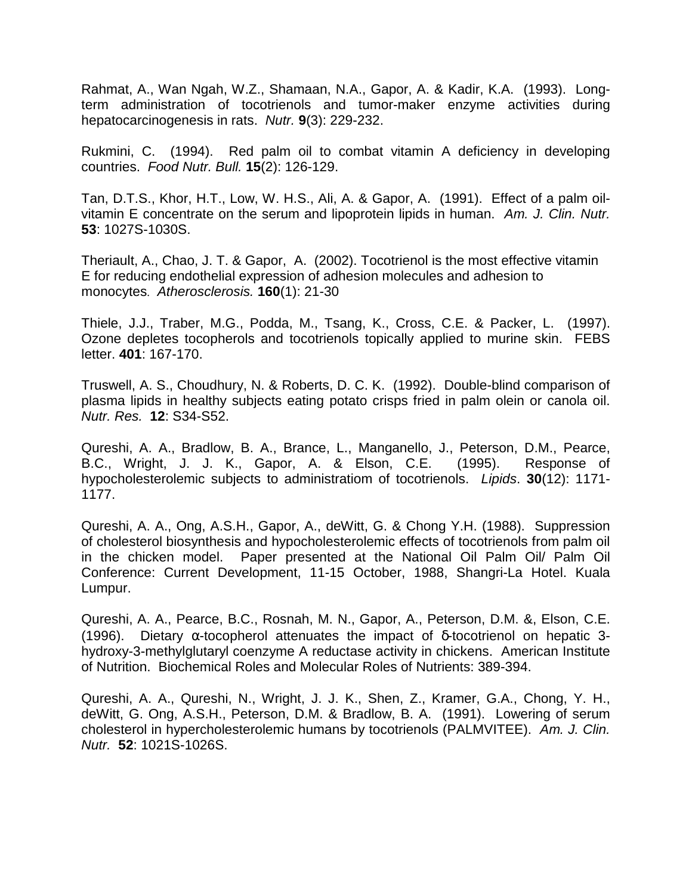Rahmat, A., Wan Ngah, W.Z., Shamaan, N.A., Gapor, A. & Kadir, K.A. (1993). Long-term administration of tocotrienols and tumor-maker enzyme activities during hepatocarcinogenesis in rats. *Nutr.* **9**(3): 229-232.

Rukmini, C. (1994). Red palm oil to combat vitamin A deficiency in developing countries. *Food Nutr. Bull.* **15**(2): 126-129.

Tan, D.T.S., Khor, H.T., Low, W. H.S., Ali, A. & Gapor, A. (1991). Effect of a palm oil-vitamin E concentrate on the serum and lipoprotein lipids in human. *Am. J. Clin. Nutr.* **53**: 1027S-1030S.

Theriault, A., Chao, J. T. & Gapor, A. (2002). Tocotrienol is the most effective vitamin E for reducing endothelial expression of adhesion molecules and adhesion to monocytes. *Atherosclerosis.* **160**(1): 21-30

Thiele, J.J., Traber, M.G., Podda, M., Tsang, K., Cross, C.E. & Packer, L. (1997). Ozone depletes tocopherols and tocotrienols topically applied to murine skin. FEBS letter. **401**: 167-170.

Truswell, A. S., Choudhury, N. & Roberts, D. C. K. (1992). Double-blind comparison of plasma lipids in healthy subjects eating potato crisps fried in palm olein or canola oil. *Nutr. Res.* **12**: S34-S52.

Qureshi, A. A., Bradlow, B. A., Brance, L., Manganello, J., Peterson, D.M., Pearce, B.C., Wright, J. J. K., Gapor, A. & Elson, C.E. (1995). Response of hypocholesterolemic subjects to administratiom of tocotrienols. *Lipids*. **30**(12): 1171-1177.

Qureshi, A. A., Ong, A.S.H., Gapor, A., deWitt, G. & Chong Y.H. (1988). Suppression of cholesterol biosynthesis and hypocholesterolemic effects of tocotrienols from palm oil in the chicken model. Paper presented at the National Oil Palm Oil/ Palm Oil Conference: Current Development, 11-15 October, 1988, Shangri-La Hotel. Kuala Lumpur.

Qureshi, A. A., Pearce, B.C., Rosnah, M. N., Gapor, A., Peterson, D.M. &, Elson, C.E. (1996). Dietary α-tocopherol attenuates the impact of δ-tocotrienol on hepatic 3-hydroxy-3-methylglutaryl coenzyme A reductase activity in chickens. American Institute of Nutrition. Biochemical Roles and Molecular Roles of Nutrients: 389-394.

Qureshi, A. A., Qureshi, N., Wright, J. J. K., Shen, Z., Kramer, G.A., Chong, Y. H., deWitt, G. Ong, A.S.H., Peterson, D.M. & Bradlow, B. A. (1991). Lowering of serum cholesterol in hypercholesterolemic humans by tocotrienols (PALMVITEE). *Am. J. Clin. Nutr.* **52**: 1021S-1026S.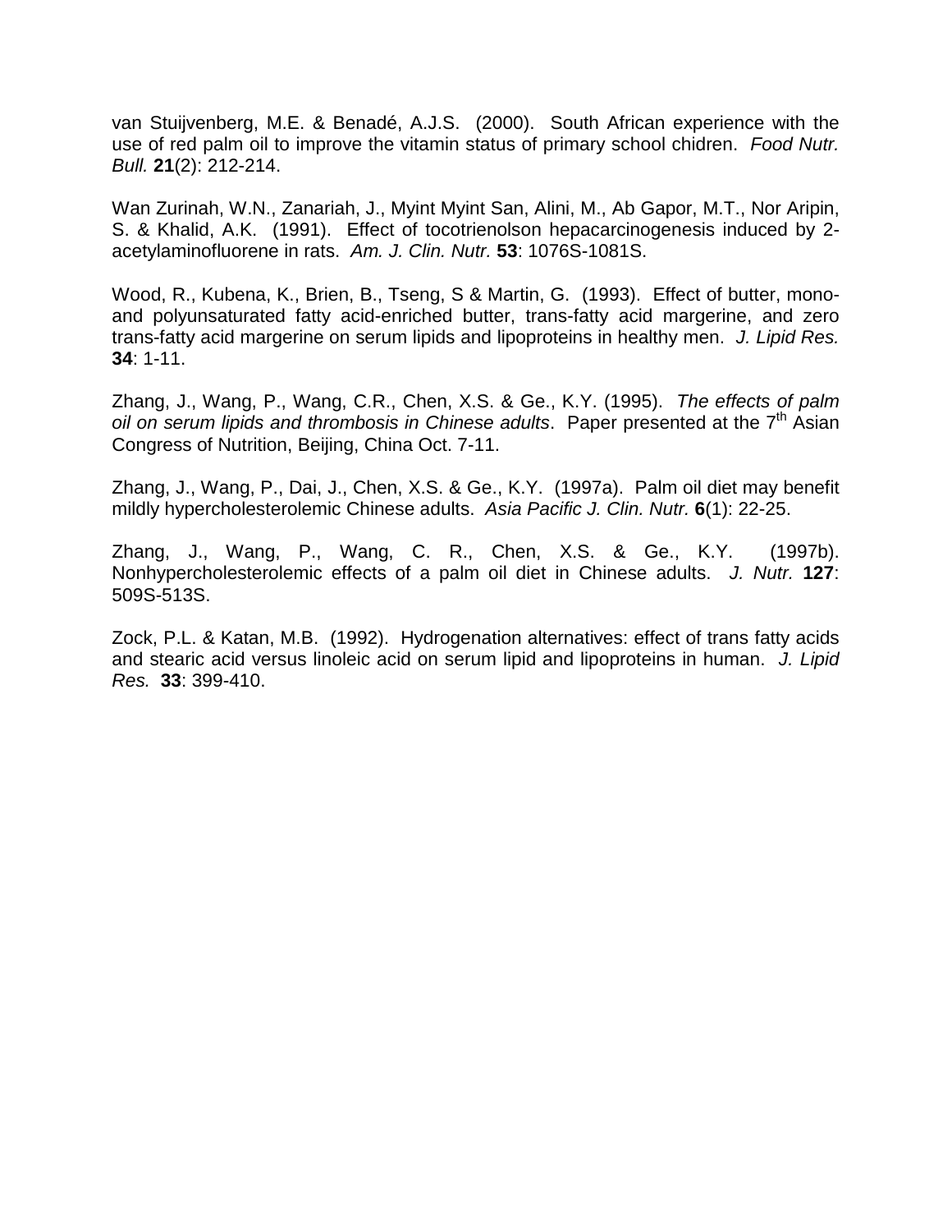van Stuijvenberg, M.E. & Benadé, A.J.S. (2000). South African experience with the use of red palm oil to improve the vitamin status of primary school chidren. *Food Nutr. Bull.* **21**(2): 212-214.

Wan Zurinah, W.N., Zanariah, J., Myint Myint San, Alini, M., Ab Gapor, M.T., Nor Aripin, S. & Khalid, A.K. (1991). Effect of tocotrienolson hepacarcinogenesis induced by 2-acetylaminofluorene in rats. *Am. J. Clin. Nutr.* **53**: 1076S-1081S.

Wood, R., Kubena, K., Brien, B., Tseng, S & Martin, G. (1993). Effect of butter, mono- and polyunsaturated fatty acid-enriched butter, trans-fatty acid margerine, and zero trans-fatty acid margerine on serum lipids and lipoproteins in healthy men. *J. Lipid Res.* **34**: 1-11.

Zhang, J., Wang, P., Wang, C.R., Chen, X.S. & Ge., K.Y. (1995). *The effects of palm oil on serum lipids and thrombosis in Chinese adults*. Paper presented at the 7th Asian Congress of Nutrition, Beijing, China Oct. 7-11.

Zhang, J., Wang, P., Dai, J., Chen, X.S. & Ge., K.Y. (1997a). Palm oil diet may benefit mildly hypercholesterolemic Chinese adults. *Asia Pacific J. Clin. Nutr.* **6**(1): 22-25.

Zhang, J., Wang, P., Wang, C. R., Chen, X.S. & Ge., K.Y. (1997b). Nonhypercholesterolemic effects of a palm oil diet in Chinese adults. *J. Nutr.* **127**: 509S-513S.

Zock, P.L. & Katan, M.B. (1992). Hydrogenation alternatives: effect of trans fatty acids and stearic acid versus linoleic acid on serum lipid and lipoproteins in human. *J. Lipid Res.* **33**: 399-410.